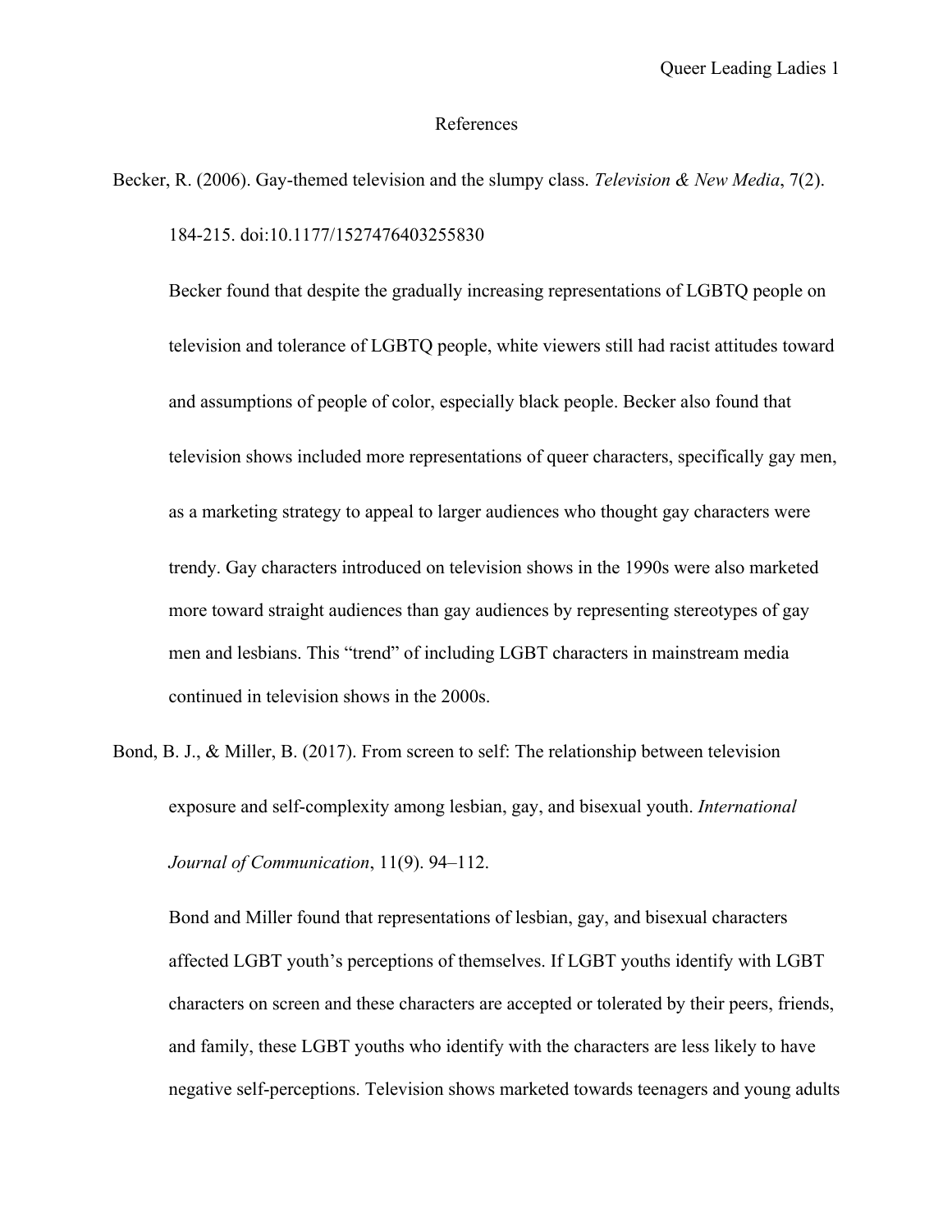# References

Becker, R. (2006). Gay-themed television and the slumpy class. *Television & New Media*, 7(2). 184-215. doi:10.1177/1527476403255830

Becker found that despite the gradually increasing representations of LGBTQ people on television and tolerance of LGBTQ people, white viewers still had racist attitudes toward and assumptions of people of color, especially black people. Becker also found that television shows included more representations of queer characters, specifically gay men, as a marketing strategy to appeal to larger audiences who thought gay characters were trendy. Gay characters introduced on television shows in the 1990s were also marketed more toward straight audiences than gay audiences by representing stereotypes of gay men and lesbians. This "trend" of including LGBT characters in mainstream media continued in television shows in the 2000s.

Bond, B. J., & Miller, B. (2017). From screen to self: The relationship between television exposure and self-complexity among lesbian, gay, and bisexual youth. *International Journal of Communication*, 11(9). 94–112.

Bond and Miller found that representations of lesbian, gay, and bisexual characters affected LGBT youth's perceptions of themselves. If LGBT youths identify with LGBT characters on screen and these characters are accepted or tolerated by their peers, friends, and family, these LGBT youths who identify with the characters are less likely to have negative self-perceptions. Television shows marketed towards teenagers and young adults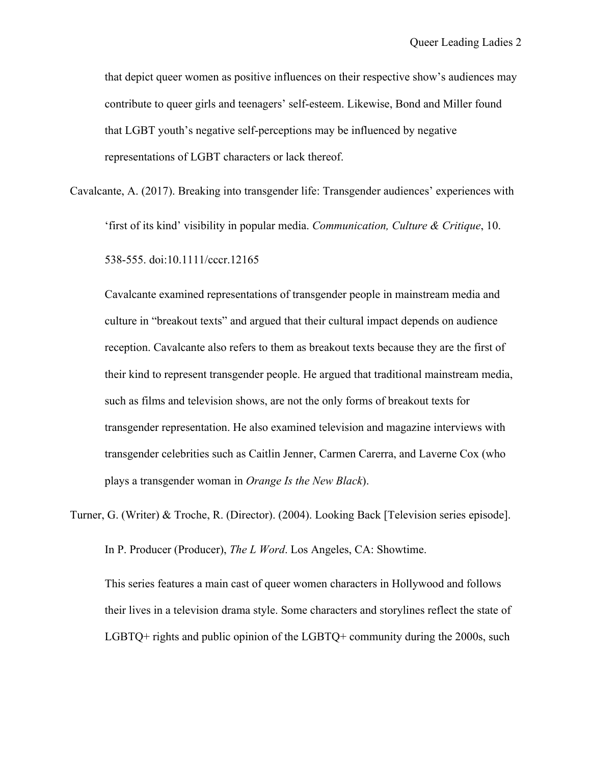that depict queer women as positive influences on their respective show's audiences may contribute to queer girls and teenagers' self-esteem. Likewise, Bond and Miller found that LGBT youth's negative self-perceptions may be influenced by negative representations of LGBT characters or lack thereof.

Cavalcante, A. (2017). Breaking into transgender life: Transgender audiences' experiences with 'first of its kind' visibility in popular media. *Communication, Culture & Critique*, 10. 538-555. doi:10.1111/cccr.12165

Cavalcante examined representations of transgender people in mainstream media and culture in "breakout texts" and argued that their cultural impact depends on audience reception. Cavalcante also refers to them as breakout texts because they are the first of their kind to represent transgender people. He argued that traditional mainstream media, such as films and television shows, are not the only forms of breakout texts for transgender representation. He also examined television and magazine interviews with transgender celebrities such as Caitlin Jenner, Carmen Carerra, and Laverne Cox (who plays a transgender woman in *Orange Is the New Black*).

Turner, G. (Writer) & Troche, R. (Director). (2004). Looking Back [Television series episode]. In P. Producer (Producer), *The L Word*. Los Angeles, CA: Showtime.

This series features a main cast of queer women characters in Hollywood and follows their lives in a television drama style. Some characters and storylines reflect the state of LGBTQ+ rights and public opinion of the LGBTQ+ community during the 2000s, such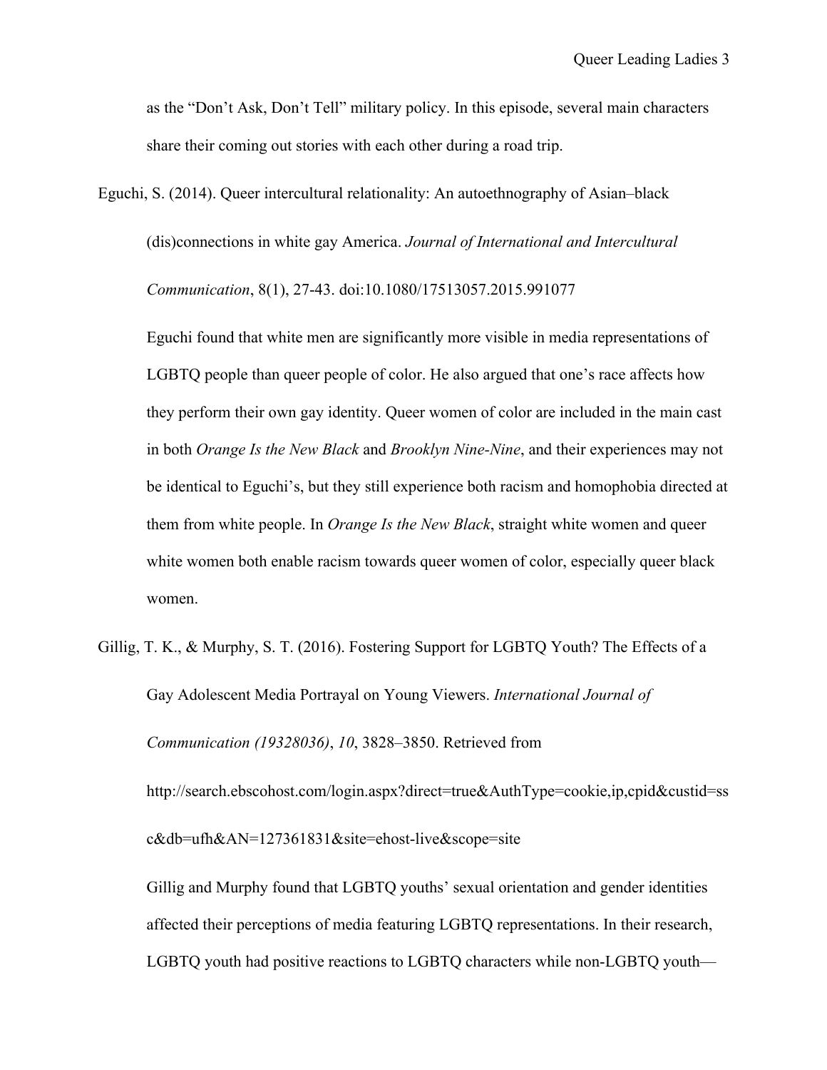as the "Don't Ask, Don't Tell" military policy. In this episode, several main characters share their coming out stories with each other during a road trip.

Eguchi, S. (2014). Queer intercultural relationality: An autoethnography of Asian–black (dis)connections in white gay America. *Journal of International and Intercultural Communication*, 8(1), 27-43. doi:10.1080/17513057.2015.991077

Eguchi found that white men are significantly more visible in media representations of LGBTQ people than queer people of color. He also argued that one's race affects how they perform their own gay identity. Queer women of color are included in the main cast in both *Orange Is the New Black* and *Brooklyn Nine-Nine*, and their experiences may not be identical to Eguchi's, but they still experience both racism and homophobia directed at them from white people. In *Orange Is the New Black*, straight white women and queer white women both enable racism towards queer women of color, especially queer black women.

Gillig, T. K., & Murphy, S. T. (2016). Fostering Support for LGBTQ Youth? The Effects of a Gay Adolescent Media Portrayal on Young Viewers. *International Journal of Communication (19328036)*, *10*, 3828–3850. Retrieved from http://search.ebscohost.com/login.aspx?direct=true&AuthType=cookie,ip,cpid&custid=ssc&db=ufh&AN=127361831&site=ehost-live&scope=site

Gillig and Murphy found that LGBTQ youths' sexual orientation and gender identities affected their perceptions of media featuring LGBTQ representations. In their research, LGBTQ youth had positive reactions to LGBTQ characters while non-LGBTQ youth—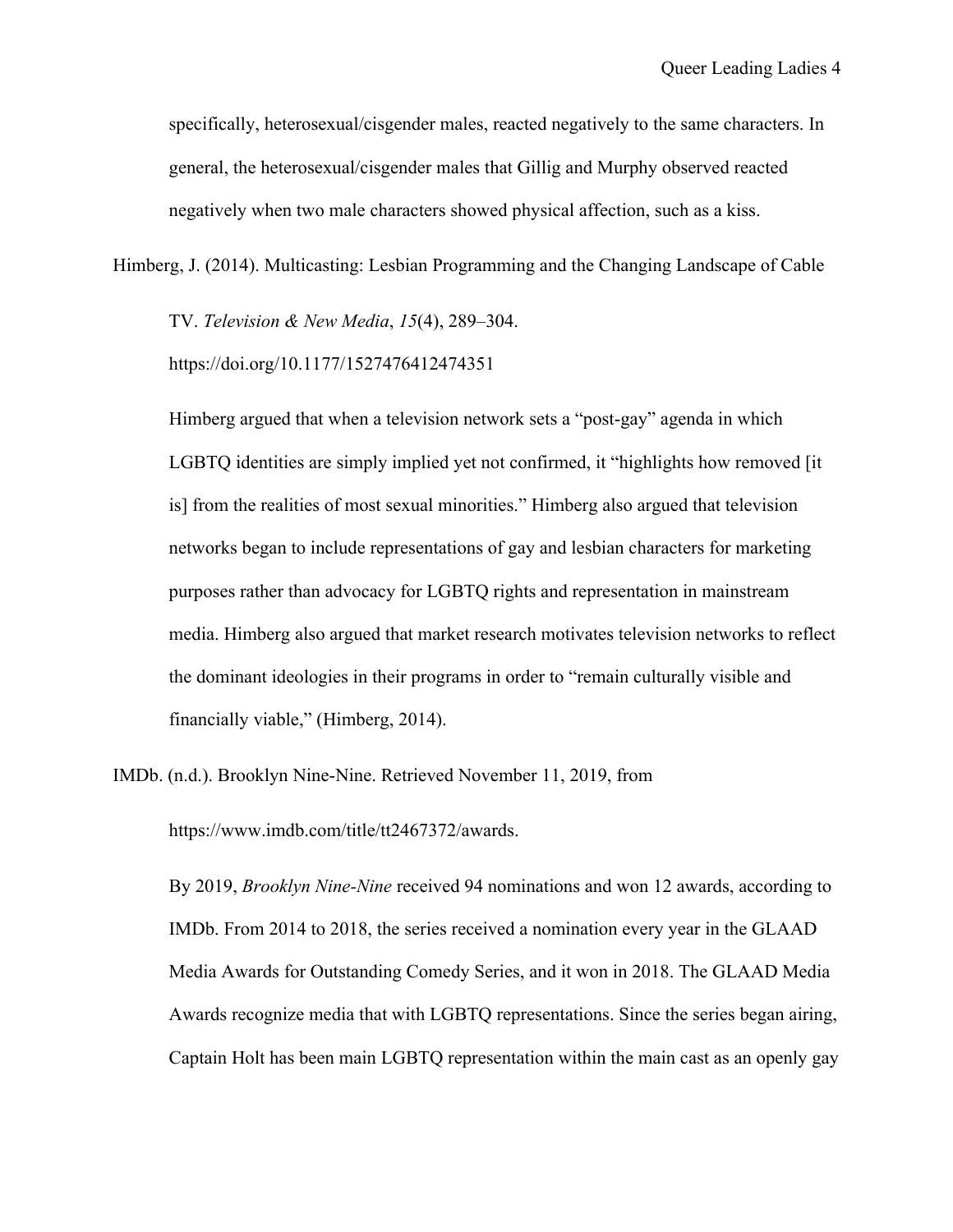specifically, heterosexual/cisgender males, reacted negatively to the same characters. In general, the heterosexual/cisgender males that Gillig and Murphy observed reacted negatively when two male characters showed physical affection, such as a kiss.

Himberg, J. (2014). Multicasting: Lesbian Programming and the Changing Landscape of Cable TV. *Television & New Media*, *15*(4), 289–304. https://doi.org/10.1177/1527476412474351

> Himberg argued that when a television network sets a "post-gay" agenda in which LGBTQ identities are simply implied yet not confirmed, it "highlights how removed [it is] from the realities of most sexual minorities." Himberg also argued that television networks began to include representations of gay and lesbian characters for marketing purposes rather than advocacy for LGBTQ rights and representation in mainstream media. Himberg also argued that market research motivates television networks to reflect the dominant ideologies in their programs in order to "remain culturally visible and financially viable," (Himberg, 2014).

IMDb. (n.d.). Brooklyn Nine-Nine. Retrieved November 11, 2019, from https://www.imdb.com/title/tt2467372/awards.

> By 2019, *Brooklyn Nine-Nine* received 94 nominations and won 12 awards, according to IMDb. From 2014 to 2018, the series received a nomination every year in the GLAAD Media Awards for Outstanding Comedy Series, and it won in 2018. The GLAAD Media Awards recognize media that with LGBTQ representations. Since the series began airing, Captain Holt has been main LGBTQ representation within the main cast as an openly gay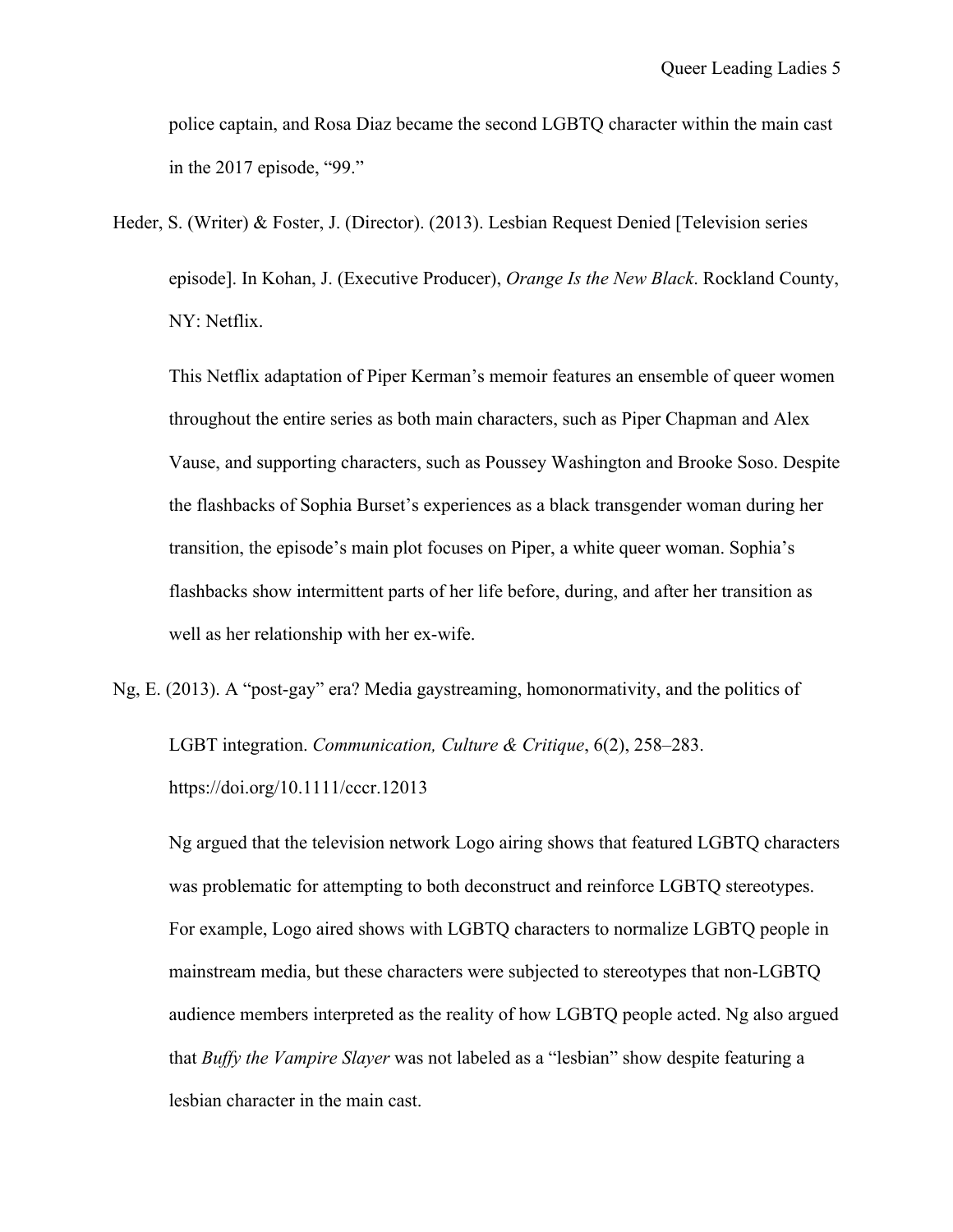police captain, and Rosa Diaz became the second LGBTQ character within the main cast in the 2017 episode, "99."

Heder, S. (Writer) & Foster, J. (Director). (2013). Lesbian Request Denied [Television series episode]. In Kohan, J. (Executive Producer), *Orange Is the New Black*. Rockland County, NY: Netflix.

This Netflix adaptation of Piper Kerman's memoir features an ensemble of queer women throughout the entire series as both main characters, such as Piper Chapman and Alex Vause, and supporting characters, such as Poussey Washington and Brooke Soso. Despite the flashbacks of Sophia Burset's experiences as a black transgender woman during her transition, the episode's main plot focuses on Piper, a white queer woman. Sophia's flashbacks show intermittent parts of her life before, during, and after her transition as well as her relationship with her ex-wife.

Ng, E. (2013). A "post-gay" era? Media gaystreaming, homonormativity, and the politics of LGBT integration. *Communication, Culture & Critique*, 6(2), 258–283. https://doi.org/10.1111/cccr.12013

Ng argued that the television network Logo airing shows that featured LGBTQ characters was problematic for attempting to both deconstruct and reinforce LGBTQ stereotypes. For example, Logo aired shows with LGBTQ characters to normalize LGBTQ people in mainstream media, but these characters were subjected to stereotypes that non-LGBTQ audience members interpreted as the reality of how LGBTQ people acted. Ng also argued that *Buffy the Vampire Slayer* was not labeled as a "lesbian" show despite featuring a lesbian character in the main cast.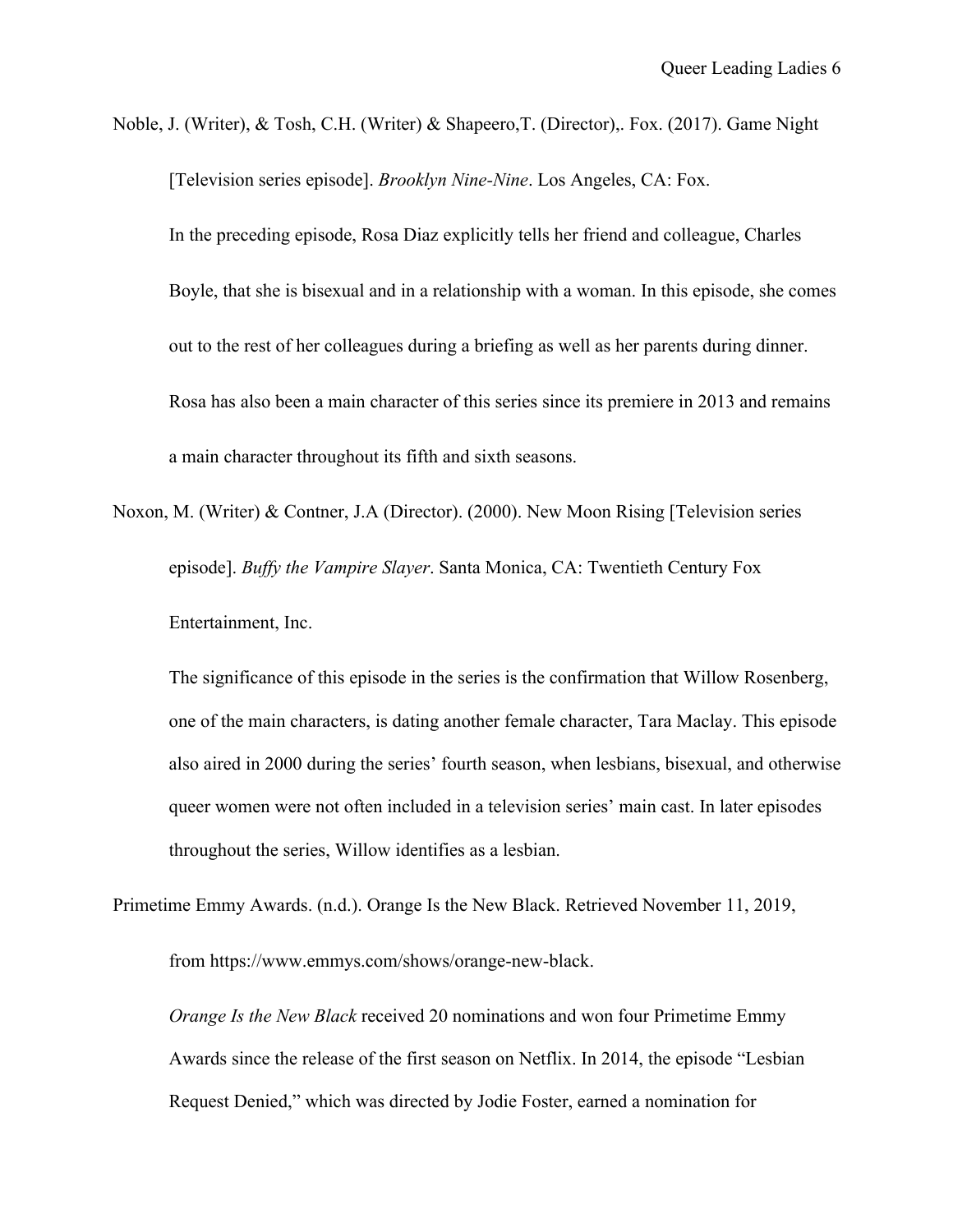Noble, J. (Writer), & Tosh, C.H. (Writer) & Shapeero,T. (Director),. Fox. (2017). Game Night [Television series episode]. *Brooklyn Nine-Nine*. Los Angeles, CA: Fox.

In the preceding episode, Rosa Diaz explicitly tells her friend and colleague, Charles Boyle, that she is bisexual and in a relationship with a woman. In this episode, she comes out to the rest of her colleagues during a briefing as well as her parents during dinner. Rosa has also been a main character of this series since its premiere in 2013 and remains a main character throughout its fifth and sixth seasons.

Noxon, M. (Writer) & Contner, J.A (Director). (2000). New Moon Rising [Television series episode]. *Buffy the Vampire Slayer*. Santa Monica, CA: Twentieth Century Fox Entertainment, Inc.

The significance of this episode in the series is the confirmation that Willow Rosenberg, one of the main characters, is dating another female character, Tara Maclay. This episode also aired in 2000 during the series' fourth season, when lesbians, bisexual, and otherwise queer women were not often included in a television series' main cast. In later episodes throughout the series, Willow identifies as a lesbian.

Primetime Emmy Awards. (n.d.). Orange Is the New Black. Retrieved November 11, 2019, from https://www.emmys.com/shows/orange-new-black.

*Orange Is the New Black* received 20 nominations and won four Primetime Emmy Awards since the release of the first season on Netflix. In 2014, the episode "Lesbian Request Denied," which was directed by Jodie Foster, earned a nomination for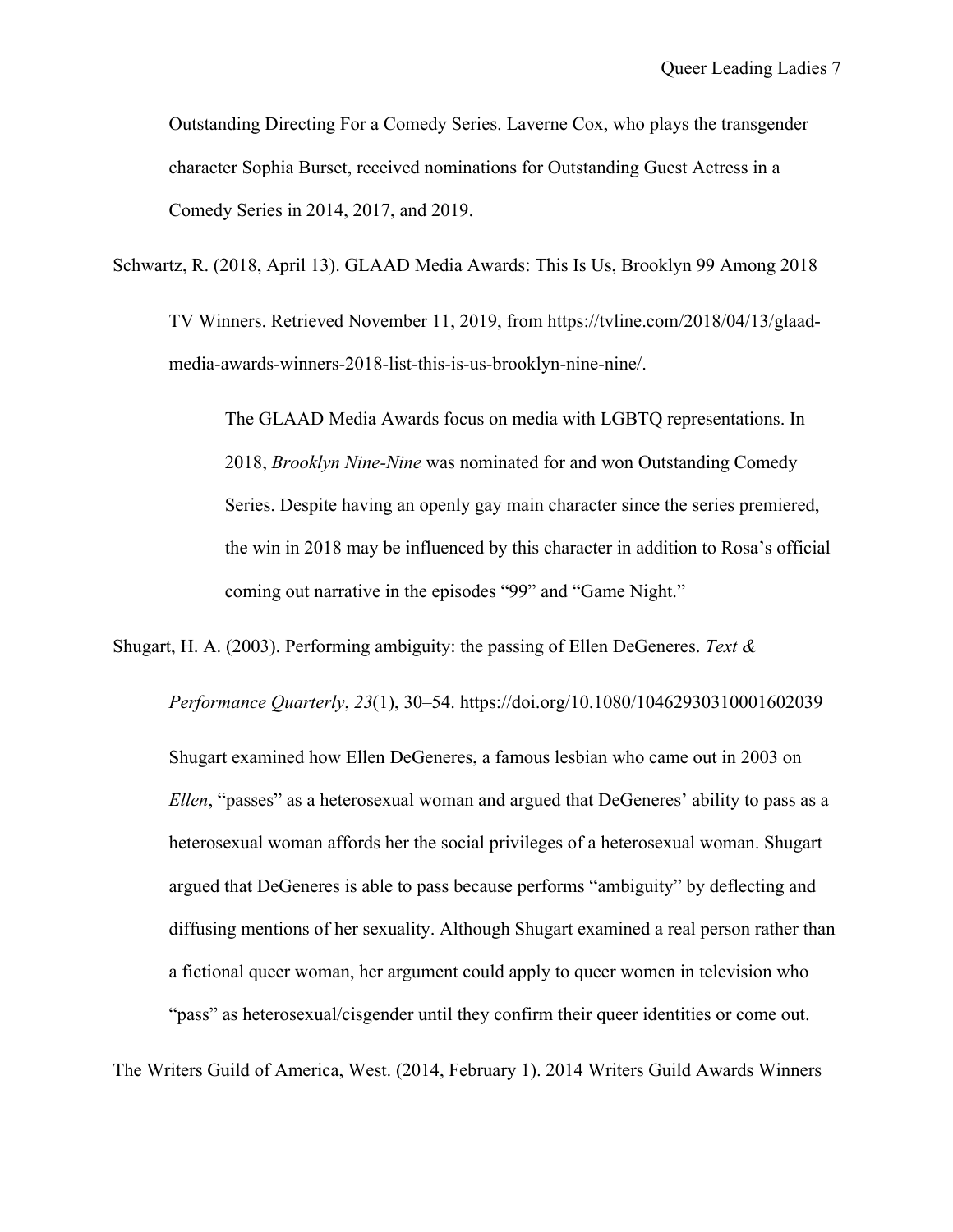Outstanding Directing For a Comedy Series. Laverne Cox, who plays the transgender character Sophia Burset, received nominations for Outstanding Guest Actress in a Comedy Series in 2014, 2017, and 2019.

Schwartz, R. (2018, April 13). GLAAD Media Awards: This Is Us, Brooklyn 99 Among 2018 TV Winners. Retrieved November 11, 2019, from https://tvline.com/2018/04/13/glaad-media-awards-winners-2018-list-this-is-us-brooklyn-nine-nine/.

> The GLAAD Media Awards focus on media with LGBTQ representations. In 2018, *Brooklyn Nine-Nine* was nominated for and won Outstanding Comedy Series. Despite having an openly gay main character since the series premiered, the win in 2018 may be influenced by this character in addition to Rosa's official coming out narrative in the episodes "99" and "Game Night."

Shugart, H. A. (2003). Performing ambiguity: the passing of Ellen DeGeneres. *Text & Performance Quarterly*, *23*(1), 30–54. https://doi.org/10.1080/10462930310001602039

Shugart examined how Ellen DeGeneres, a famous lesbian who came out in 2003 on *Ellen*, "passes" as a heterosexual woman and argued that DeGeneres' ability to pass as a heterosexual woman affords her the social privileges of a heterosexual woman. Shugart argued that DeGeneres is able to pass because performs "ambiguity" by deflecting and diffusing mentions of her sexuality. Although Shugart examined a real person rather than a fictional queer woman, her argument could apply to queer women in television who "pass" as heterosexual/cisgender until they confirm their queer identities or come out.

The Writers Guild of America, West. (2014, February 1). 2014 Writers Guild Awards Winners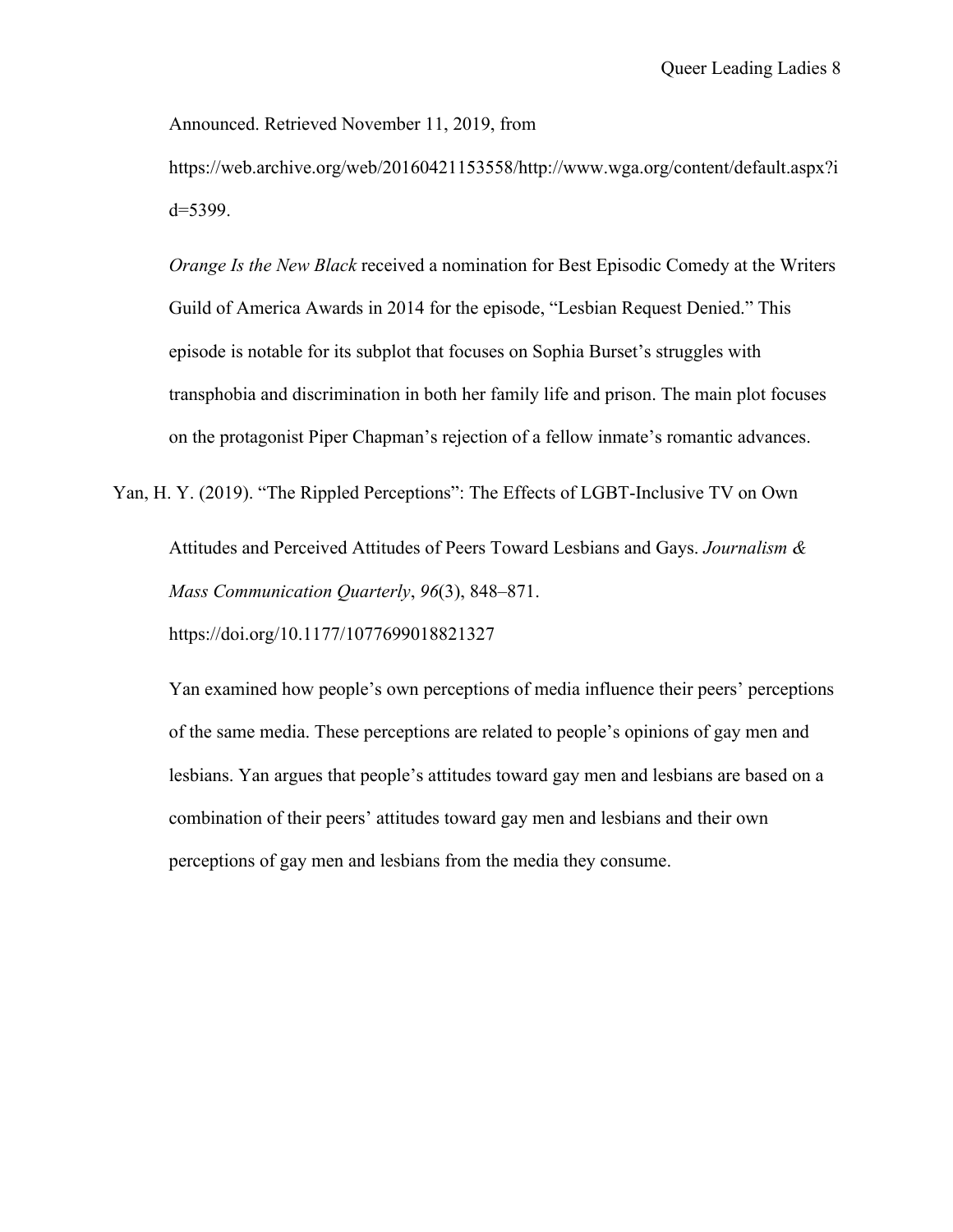Announced. Retrieved November 11, 2019, from https://web.archive.org/web/20160421153558/http://www.wga.org/content/default.aspx?id=5399.

*Orange Is the New Black* received a nomination for Best Episodic Comedy at the Writers Guild of America Awards in 2014 for the episode, "Lesbian Request Denied." This episode is notable for its subplot that focuses on Sophia Burset's struggles with transphobia and discrimination in both her family life and prison. The main plot focuses on the protagonist Piper Chapman's rejection of a fellow inmate's romantic advances.

Yan, H. Y. (2019). "The Rippled Perceptions": The Effects of LGBT-Inclusive TV on Own Attitudes and Perceived Attitudes of Peers Toward Lesbians and Gays. *Journalism & Mass Communication Quarterly*, *96*(3), 848–871. https://doi.org/10.1177/1077699018821327

Yan examined how people's own perceptions of media influence their peers' perceptions of the same media. These perceptions are related to people's opinions of gay men and lesbians. Yan argues that people's attitudes toward gay men and lesbians are based on a combination of their peers' attitudes toward gay men and lesbians and their own perceptions of gay men and lesbians from the media they consume.